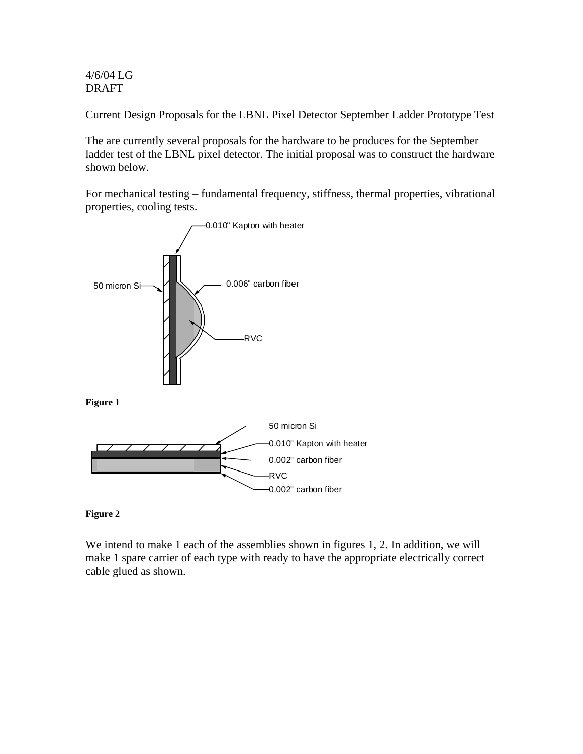4/6/04 LG
DRAFT

<u>Current Design Proposals for the LBNL Pixel Detector September Ladder Prototype Test</u>

The are currently several proposals for the hardware to be produces for the September ladder test of the LBNL pixel detector. The initial proposal was to construct the hardware shown below.

For mechanical testing – fundamental frequency, stiffness, thermal properties, vibrational properties, cooling tests.

0.010" Kapton with heater

50 micron Si

0.006" carbon fiber

RVC

**Figure 1**

50 micron Si

0.010" Kapton with heater

0.002" carbon fiber

RVC

0.002" carbon fiber

**Figure 2**

We intend to make 1 each of the assemblies shown in figures 1, 2. In addition, we will make 1 spare carrier of each type with ready to have the appropriate electrically correct cable glued as shown.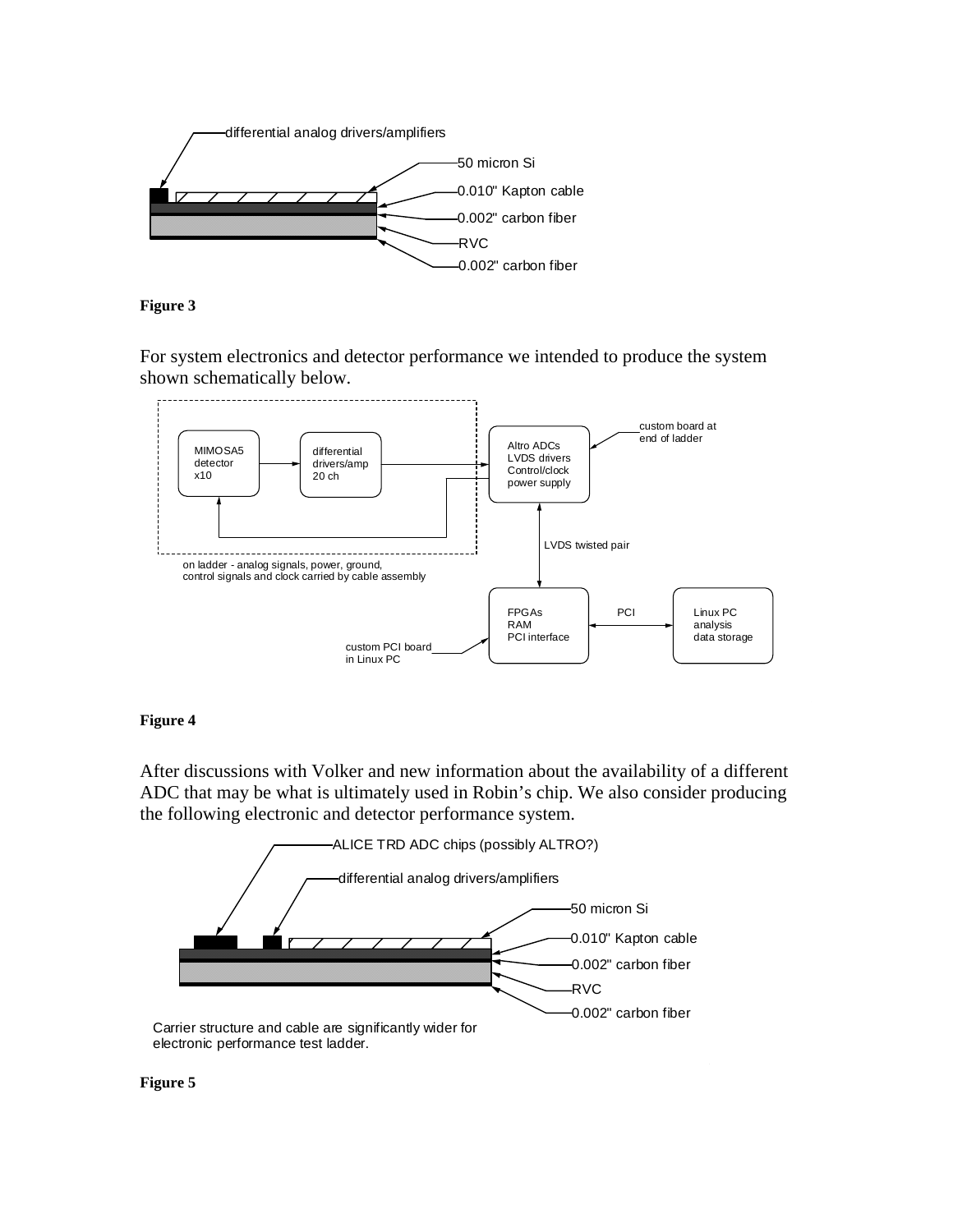**Figure 3**

For system electronics and detector performance we intended to produce the system shown schematically below.

**Figure 4**

After discussions with Volker and new information about the availability of a different ADC that may be what is ultimately used in Robin's chip. We also consider producing the following electronic and detector performance system.

**Figure 5**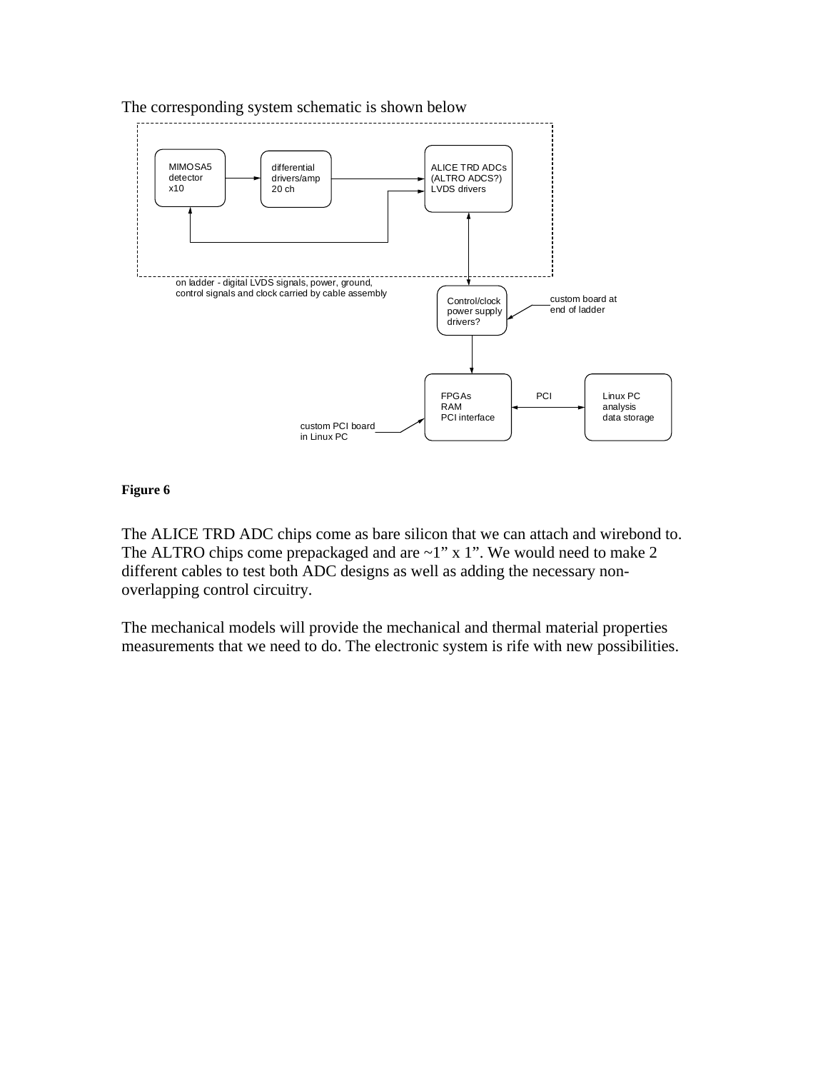The corresponding system schematic is shown below

MIMOSA5
detector
x10

differential
drivers/amp
20 ch

ALICE TRD ADCs
(ALTRO ADCS?)
LVDS drivers

on ladder - digital LVDS signals, power, ground,
control signals and clock carried by cable assembly

Control/clock
power supply
drivers?

custom board at
end of ladder

FPGAs
RAM
PCI interface

PCI

Linux PC
analysis
data storage

custom PCI board
in Linux PC

**Figure 6**

The ALICE TRD ADC chips come as bare silicon that we can attach and wirebond to. The ALTRO chips come prepackaged and are ~1" x 1". We would need to make 2 different cables to test both ADC designs as well as adding the necessary non-overlapping control circuitry.

The mechanical models will provide the mechanical and thermal material properties measurements that we need to do. The electronic system is rife with new possibilities.